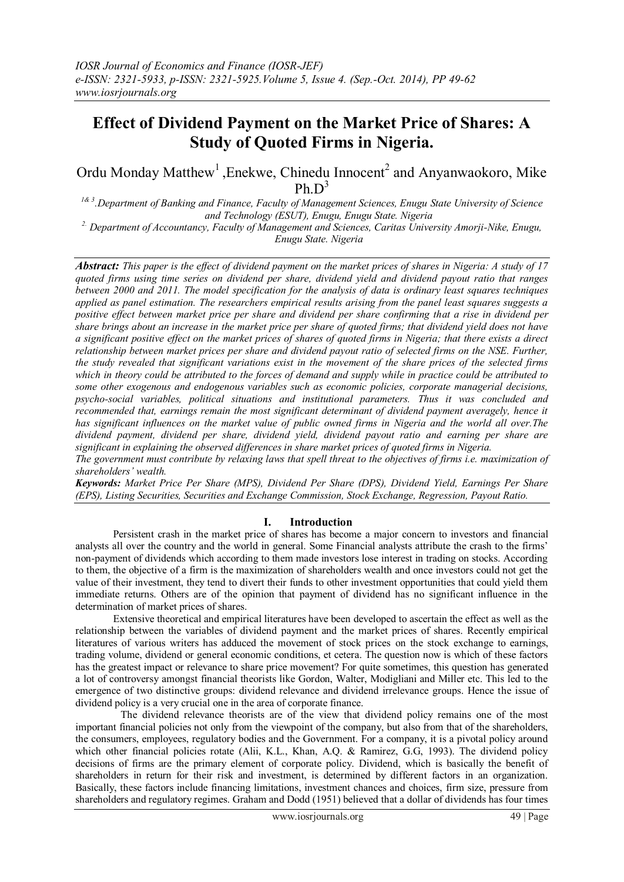# Effect of Dividend Payment on the Market Price of Shares: A Study of Quoted Firms in Nigeria.

Ordu Monday Matthew[1], Enekwe, Chinedu Innocent[2] and Anyanwaokoro, Mike Ph.D[3]

[1& 3]. Department of Banking and Finance, Faculty of Management Sciences, Enugu State University of Science and Technology (ESUT), Enugu, Enugu State. Nigeria

[2]. Department of Accountancy, Faculty of Management and Sciences, Caritas University Amorji-Nike, Enugu, Enugu State. Nigeria

***Abstract:*** *This paper is the effect of dividend payment on the market prices of shares in Nigeria: A study of 17 quoted firms using time series on dividend per share, dividend yield and dividend payout ratio that ranges between 2000 and 2011. The model specification for the analysis of data is ordinary least squares techniques applied as panel estimation. The researchers empirical results arising from the panel least squares suggests a positive effect between market price per share and dividend per share confirming that a rise in dividend per share brings about an increase in the market price per share of quoted firms; that dividend yield does not have a significant positive effect on the market prices of shares of quoted firms in Nigeria; that there exists a direct relationship between market prices per share and dividend payout ratio of selected firms on the NSE. Further, the study revealed that significant variations exist in the movement of the share prices of the selected firms which in theory could be attributed to the forces of demand and supply while in practice could be attributed to some other exogenous and endogenous variables such as economic policies, corporate managerial decisions, psycho-social variables, political situations and institutional parameters. Thus it was concluded and recommended that, earnings remain the most significant determinant of dividend payment averagely, hence it has significant influences on the market value of public owned firms in Nigeria and the world all over.The dividend payment, dividend per share, dividend yield, dividend payout ratio and earning per share are significant in explaining the observed differences in share market prices of quoted firms in Nigeria.*

*The government must contribute by relaxing laws that spell threat to the objectives of firms i.e. maximization of shareholders' wealth.*

***Keywords:*** *Market Price Per Share (MPS), Dividend Per Share (DPS), Dividend Yield, Earnings Per Share (EPS), Listing Securities, Securities and Exchange Commission, Stock Exchange, Regression, Payout Ratio.*

## I. Introduction

Persistent crash in the market price of shares has become a major concern to investors and financial analysts all over the country and the world in general. Some Financial analysts attribute the crash to the firms' non-payment of dividends which according to them made investors lose interest in trading on stocks. According to them, the objective of a firm is the maximization of shareholders wealth and once investors could not get the value of their investment, they tend to divert their funds to other investment opportunities that could yield them immediate returns. Others are of the opinion that payment of dividend has no significant influence in the determination of market prices of shares.

Extensive theoretical and empirical literatures have been developed to ascertain the effect as well as the relationship between the variables of dividend payment and the market prices of shares. Recently empirical literatures of various writers has adduced the movement of stock prices on the stock exchange to earnings, trading volume, dividend or general economic conditions, et cetera. The question now is which of these factors has the greatest impact or relevance to share price movement? For quite sometimes, this question has generated a lot of controversy amongst financial theorists like Gordon, Walter, Modigliani and Miller etc. This led to the emergence of two distinctive groups: dividend relevance and dividend irrelevance groups. Hence the issue of dividend policy is a very crucial one in the area of corporate finance.

The dividend relevance theorists are of the view that dividend policy remains one of the most important financial policies not only from the viewpoint of the company, but also from that of the shareholders, the consumers, employees, regulatory bodies and the Government. For a company, it is a pivotal policy around which other financial policies rotate (Alii, K.L., Khan, A.Q. & Ramirez, G.G, 1993). The dividend policy decisions of firms are the primary element of corporate policy. Dividend, which is basically the benefit of shareholders in return for their risk and investment, is determined by different factors in an organization. Basically, these factors include financing limitations, investment chances and choices, firm size, pressure from shareholders and regulatory regimes. Graham and Dodd (1951) believed that a dollar of dividends has four times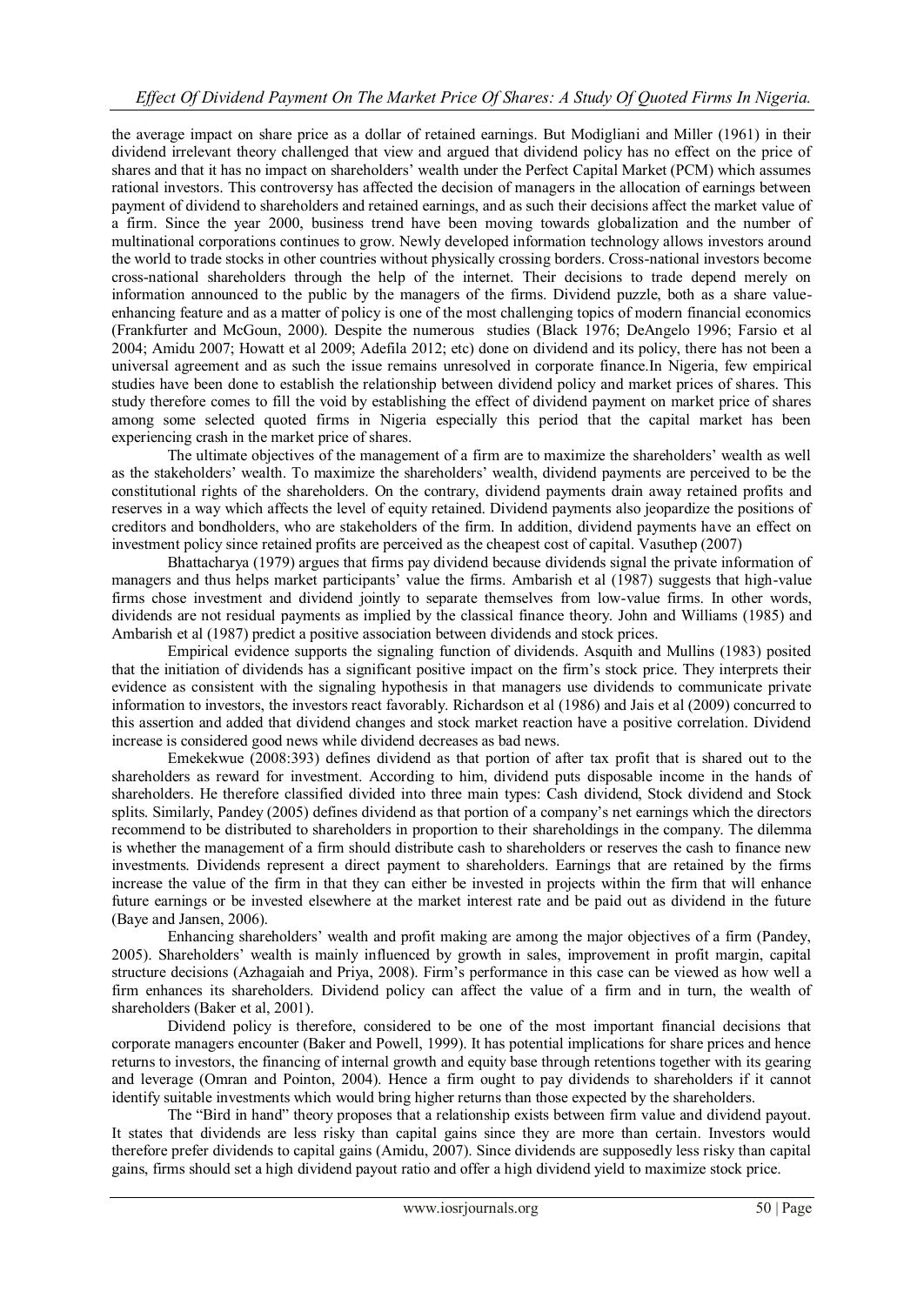the average impact on share price as a dollar of retained earnings. But Modigliani and Miller (1961) in their dividend irrelevant theory challenged that view and argued that dividend policy has no effect on the price of shares and that it has no impact on shareholders' wealth under the Perfect Capital Market (PCM) which assumes rational investors. This controversy has affected the decision of managers in the allocation of earnings between payment of dividend to shareholders and retained earnings, and as such their decisions affect the market value of a firm. Since the year 2000, business trend have been moving towards globalization and the number of multinational corporations continues to grow. Newly developed information technology allows investors around the world to trade stocks in other countries without physically crossing borders. Cross-national investors become cross-national shareholders through the help of the internet. Their decisions to trade depend merely on information announced to the public by the managers of the firms. Dividend puzzle, both as a share value-enhancing feature and as a matter of policy is one of the most challenging topics of modern financial economics (Frankfurter and McGoun, 2000). Despite the numerous studies (Black 1976; DeAngelo 1996; Farsio et al 2004; Amidu 2007; Howatt et al 2009; Adefila 2012; etc) done on dividend and its policy, there has not been a universal agreement and as such the issue remains unresolved in corporate finance.In Nigeria, few empirical studies have been done to establish the relationship between dividend policy and market prices of shares. This study therefore comes to fill the void by establishing the effect of dividend payment on market price of shares among some selected quoted firms in Nigeria especially this period that the capital market has been experiencing crash in the market price of shares.

The ultimate objectives of the management of a firm are to maximize the shareholders' wealth as well as the stakeholders' wealth. To maximize the shareholders' wealth, dividend payments are perceived to be the constitutional rights of the shareholders. On the contrary, dividend payments drain away retained profits and reserves in a way which affects the level of equity retained. Dividend payments also jeopardize the positions of creditors and bondholders, who are stakeholders of the firm. In addition, dividend payments have an effect on investment policy since retained profits are perceived as the cheapest cost of capital. Vasuthep (2007)

Bhattacharya (1979) argues that firms pay dividend because dividends signal the private information of managers and thus helps market participants' value the firms. Ambarish et al (1987) suggests that high-value firms chose investment and dividend jointly to separate themselves from low-value firms. In other words, dividends are not residual payments as implied by the classical finance theory. John and Williams (1985) and Ambarish et al (1987) predict a positive association between dividends and stock prices.

Empirical evidence supports the signaling function of dividends. Asquith and Mullins (1983) posited that the initiation of dividends has a significant positive impact on the firm's stock price. They interprets their evidence as consistent with the signaling hypothesis in that managers use dividends to communicate private information to investors, the investors react favorably. Richardson et al (1986) and Jais et al (2009) concurred to this assertion and added that dividend changes and stock market reaction have a positive correlation. Dividend increase is considered good news while dividend decreases as bad news.

Emekekwue (2008:393) defines dividend as that portion of after tax profit that is shared out to the shareholders as reward for investment. According to him, dividend puts disposable income in the hands of shareholders. He therefore classified divided into three main types: Cash dividend, Stock dividend and Stock splits. Similarly, Pandey (2005) defines dividend as that portion of a company's net earnings which the directors recommend to be distributed to shareholders in proportion to their shareholdings in the company. The dilemma is whether the management of a firm should distribute cash to shareholders or reserves the cash to finance new investments. Dividends represent a direct payment to shareholders. Earnings that are retained by the firms increase the value of the firm in that they can either be invested in projects within the firm that will enhance future earnings or be invested elsewhere at the market interest rate and be paid out as dividend in the future (Baye and Jansen, 2006).

Enhancing shareholders' wealth and profit making are among the major objectives of a firm (Pandey, 2005). Shareholders' wealth is mainly influenced by growth in sales, improvement in profit margin, capital structure decisions (Azhagaiah and Priya, 2008). Firm's performance in this case can be viewed as how well a firm enhances its shareholders. Dividend policy can affect the value of a firm and in turn, the wealth of shareholders (Baker et al, 2001).

Dividend policy is therefore, considered to be one of the most important financial decisions that corporate managers encounter (Baker and Powell, 1999). It has potential implications for share prices and hence returns to investors, the financing of internal growth and equity base through retentions together with its gearing and leverage (Omran and Pointon, 2004). Hence a firm ought to pay dividends to shareholders if it cannot identify suitable investments which would bring higher returns than those expected by the shareholders.

The "Bird in hand" theory proposes that a relationship exists between firm value and dividend payout. It states that dividends are less risky than capital gains since they are more than certain. Investors would therefore prefer dividends to capital gains (Amidu, 2007). Since dividends are supposedly less risky than capital gains, firms should set a high dividend payout ratio and offer a high dividend yield to maximize stock price.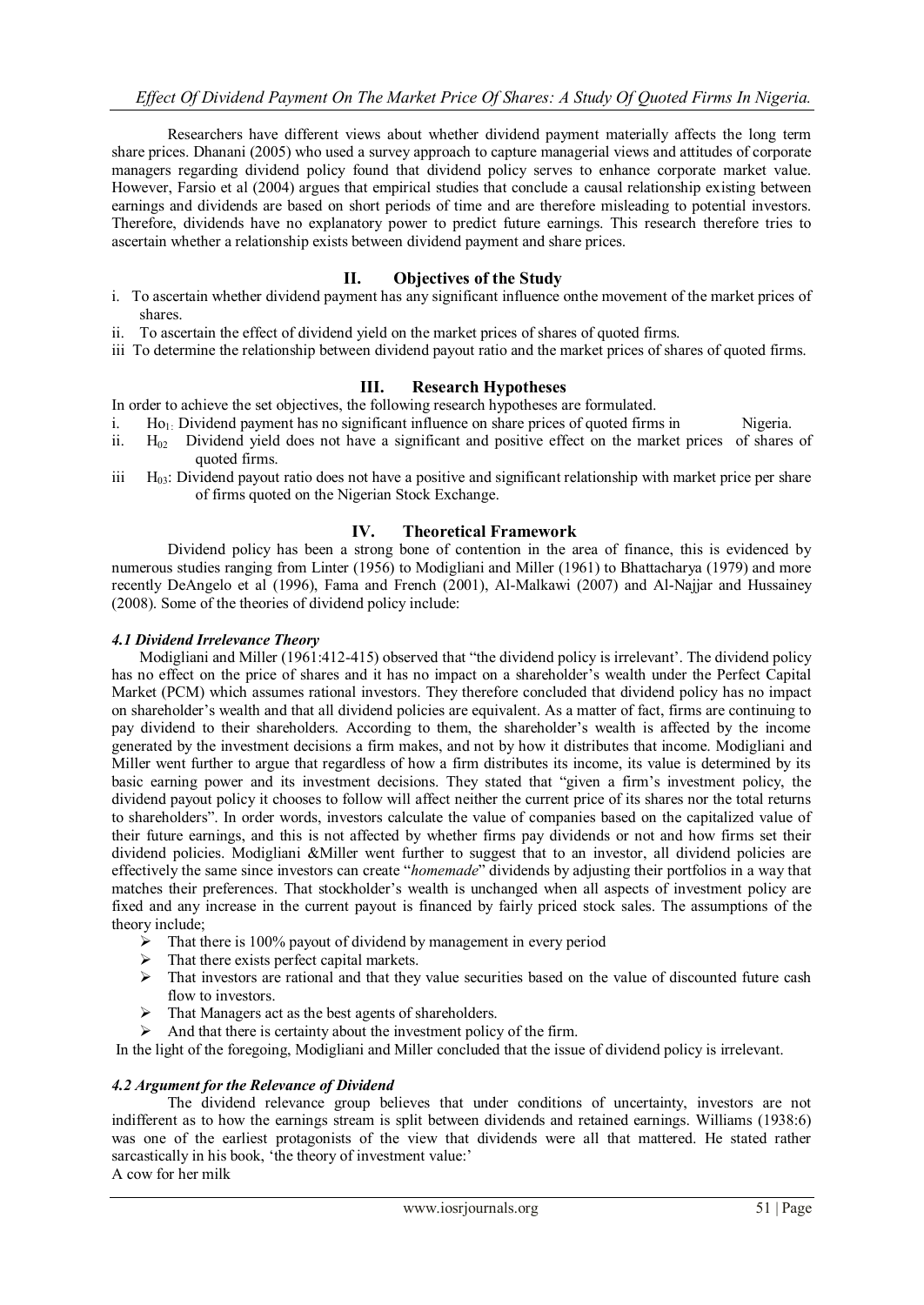Researchers have different views about whether dividend payment materially affects the long term share prices. Dhanani (2005) who used a survey approach to capture managerial views and attitudes of corporate managers regarding dividend policy found that dividend policy serves to enhance corporate market value. However, Farsio et al (2004) argues that empirical studies that conclude a causal relationship existing between earnings and dividends are based on short periods of time and are therefore misleading to potential investors. Therefore, dividends have no explanatory power to predict future earnings. This research therefore tries to ascertain whether a relationship exists between dividend payment and share prices.

## II. Objectives of the Study

i. To ascertain whether dividend payment has any significant influence onthe movement of the market prices of shares.

ii. To ascertain the effect of dividend yield on the market prices of shares of quoted firms.

iii To determine the relationship between dividend payout ratio and the market prices of shares of quoted firms.

## III. Research Hypotheses

In order to achieve the set objectives, the following research hypotheses are formulated.

i. $Ho_{1:}$ Dividend payment has no significant influence on share prices of quoted firms in Nigeria.

ii. $H_{02}$ Dividend yield does not have a significant and positive effect on the market prices of shares of quoted firms.

iii $H_{03}$: Dividend payout ratio does not have a positive and significant relationship with market price per share of firms quoted on the Nigerian Stock Exchange.

## IV. Theoretical Framework

Dividend policy has been a strong bone of contention in the area of finance, this is evidenced by numerous studies ranging from Linter (1956) to Modigliani and Miller (1961) to Bhattacharya (1979) and more recently DeAngelo et al (1996), Fama and French (2001), Al-Malkawi (2007) and Al-Najjar and Hussainey (2008). Some of the theories of dividend policy include:

### *4.1 Dividend Irrelevance Theory*

Modigliani and Miller (1961:412-415) observed that "the dividend policy is irrelevant'. The dividend policy has no effect on the price of shares and it has no impact on a shareholder's wealth under the Perfect Capital Market (PCM) which assumes rational investors. They therefore concluded that dividend policy has no impact on shareholder's wealth and that all dividend policies are equivalent. As a matter of fact, firms are continuing to pay dividend to their shareholders. According to them, the shareholder's wealth is affected by the income generated by the investment decisions a firm makes, and not by how it distributes that income. Modigliani and Miller went further to argue that regardless of how a firm distributes its income, its value is determined by its basic earning power and its investment decisions. They stated that "given a firm's investment policy, the dividend payout policy it chooses to follow will affect neither the current price of its shares nor the total returns to shareholders". In order words, investors calculate the value of companies based on the capitalized value of their future earnings, and this is not affected by whether firms pay dividends or not and how firms set their dividend policies. Modigliani &Miller went further to suggest that to an investor, all dividend policies are effectively the same since investors can create "*homemade*" dividends by adjusting their portfolios in a way that matches their preferences. That stockholder's wealth is unchanged when all aspects of investment policy are fixed and any increase in the current payout is financed by fairly priced stock sales. The assumptions of the theory include;

- That there is 100% payout of dividend by management in every period
- That there exists perfect capital markets.
- That investors are rational and that they value securities based on the value of discounted future cash flow to investors.
- That Managers act as the best agents of shareholders.
- And that there is certainty about the investment policy of the firm.

In the light of the foregoing, Modigliani and Miller concluded that the issue of dividend policy is irrelevant.

### *4.2 Argument for the Relevance of Dividend*

The dividend relevance group believes that under conditions of uncertainty, investors are not indifferent as to how the earnings stream is split between dividends and retained earnings. Williams (1938:6) was one of the earliest protagonists of the view that dividends were all that mattered. He stated rather sarcastically in his book, 'the theory of investment value:'

A cow for her milk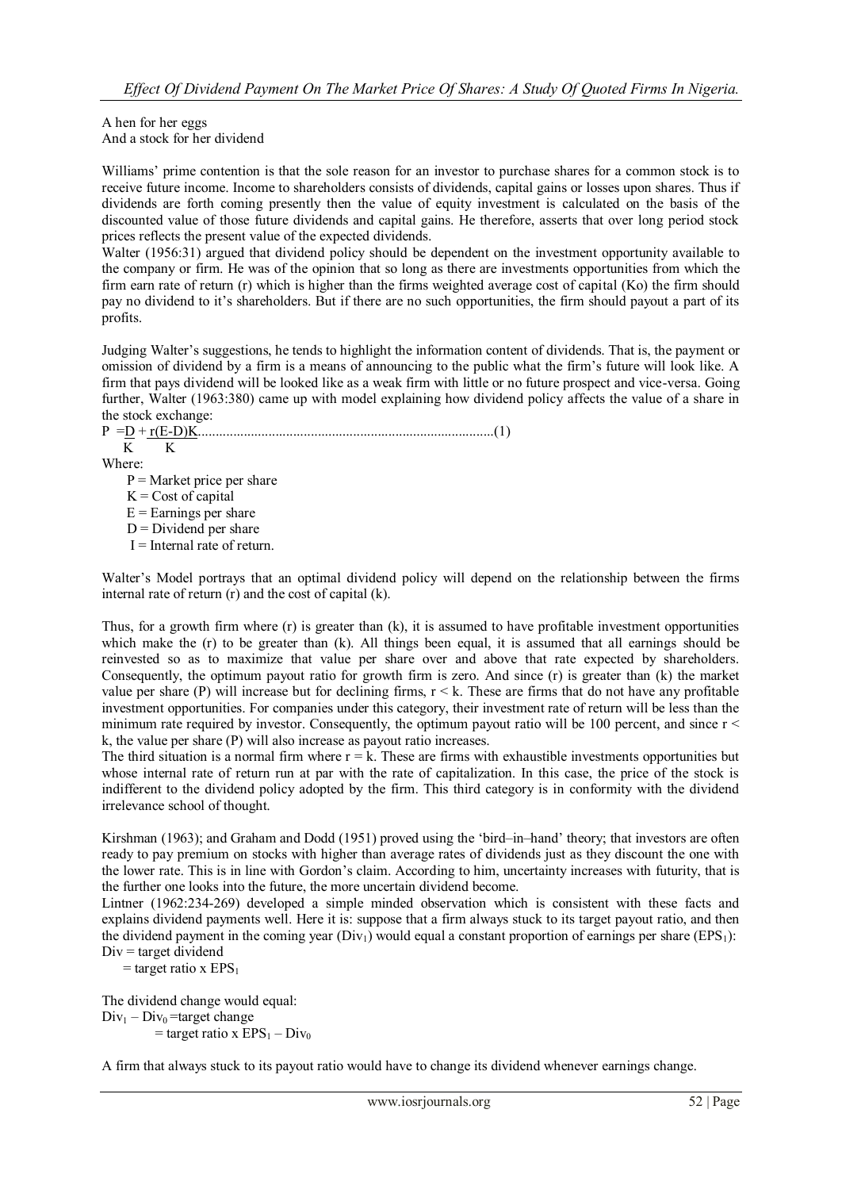A hen for her eggs
And a stock for her dividend

Williams' prime contention is that the sole reason for an investor to purchase shares for a common stock is to receive future income. Income to shareholders consists of dividends, capital gains or losses upon shares. Thus if dividends are forth coming presently then the value of equity investment is calculated on the basis of the discounted value of those future dividends and capital gains. He therefore, asserts that over long period stock prices reflects the present value of the expected dividends.

Walter (1956:31) argued that dividend policy should be dependent on the investment opportunity available to the company or firm. He was of the opinion that so long as there are investments opportunities from which the firm earn rate of return (r) which is higher than the firms weighted average cost of capital (Ko) the firm should pay no dividend to it's shareholders. But if there are no such opportunities, the firm should payout a part of its profits.

Judging Walter's suggestions, he tends to highlight the information content of dividends. That is, the payment or omission of dividend by a firm is a means of announcing to the public what the firm's future will look like. A firm that pays dividend will be looked like as a weak firm with little or no future prospect and vice-versa. Going further, Walter (1963:380) came up with model explaining how dividend policy affects the value of a share in the stock exchange:

$$P = \frac{D}{K} + \frac{r(E-D)K}{K} \quad \text{.......(1)}$$

Where:

- P = Market price per share
- K = Cost of capital
- E = Earnings per share
- D = Dividend per share
- I = Internal rate of return.

Walter's Model portrays that an optimal dividend policy will depend on the relationship between the firms internal rate of return (r) and the cost of capital (k).

Thus, for a growth firm where (r) is greater than (k), it is assumed to have profitable investment opportunities which make the (r) to be greater than (k). All things been equal, it is assumed that all earnings should be reinvested so as to maximize that value per share over and above that rate expected by shareholders. Consequently, the optimum payout ratio for growth firm is zero. And since (r) is greater than (k) the market value per share (P) will increase but for declining firms, $r < k$. These are firms that do not have any profitable investment opportunities. For companies under this category, their investment rate of return will be less than the minimum rate required by investor. Consequently, the optimum payout ratio will be 100 percent, and since $r < k$, the value per share (P) will also increase as payout ratio increases.

The third situation is a normal firm where $r = k$. These are firms with exhaustible investments opportunities but whose internal rate of return run at par with the rate of capitalization. In this case, the price of the stock is indifferent to the dividend policy adopted by the firm. This third category is in conformity with the dividend irrelevance school of thought.

Kirshman (1963); and Graham and Dodd (1951) proved using the 'bird–in–hand' theory; that investors are often ready to pay premium on stocks with higher than average rates of dividends just as they discount the one with the lower rate. This is in line with Gordon's claim. According to him, uncertainty increases with futurity, that is the further one looks into the future, the more uncertain dividend become.

Lintner (1962:234-269) developed a simple minded observation which is consistent with these facts and explains dividend payments well. Here it is: suppose that a firm always stuck to its target payout ratio, and then the dividend payment in the coming year ($Div_1$) would equal a constant proportion of earnings per share ($EPS_1$):

$Div$ = target dividend
 = target ratio x $EPS_1$

The dividend change would equal:

$Div_1 – Div_0$ = target change
 = target ratio x $EPS_1 – Div_0$

A firm that always stuck to its payout ratio would have to change its dividend whenever earnings change.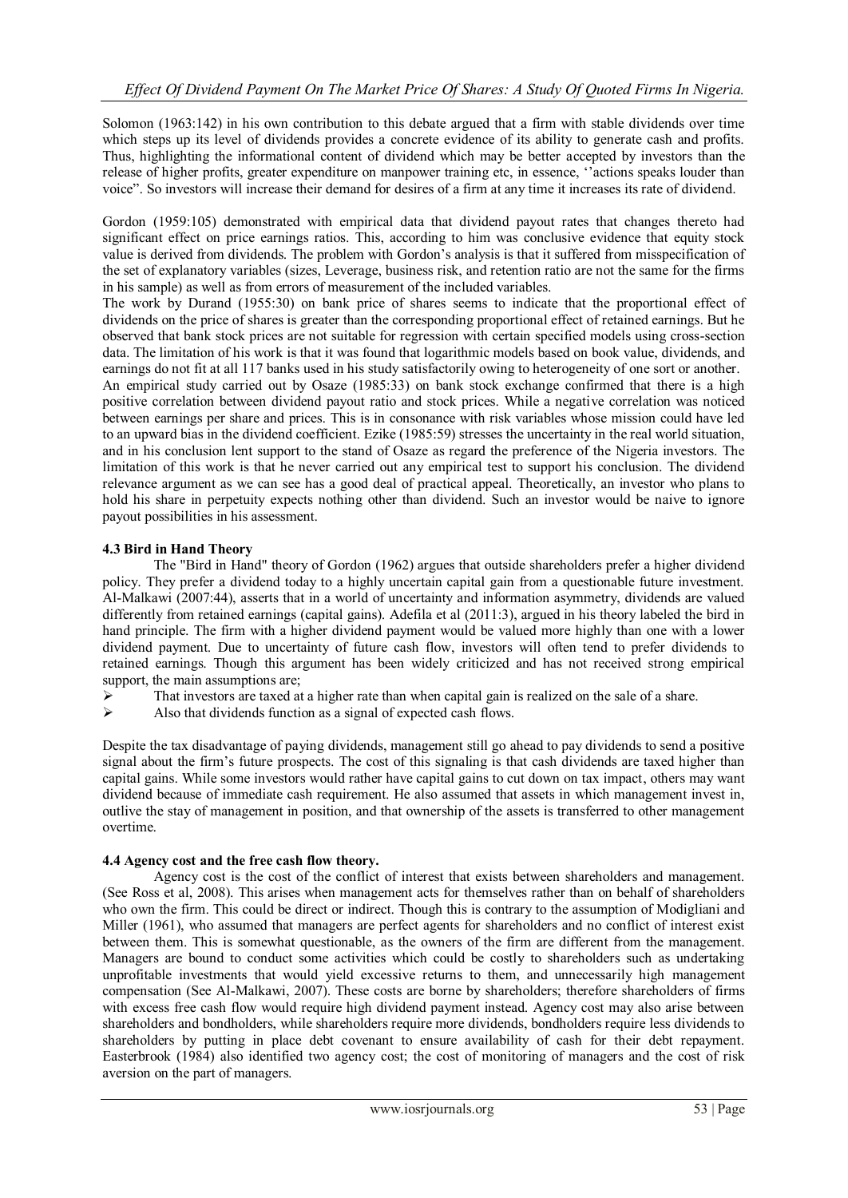Solomon (1963:142) in his own contribution to this debate argued that a firm with stable dividends over time which steps up its level of dividends provides a concrete evidence of its ability to generate cash and profits. Thus, highlighting the informational content of dividend which may be better accepted by investors than the release of higher profits, greater expenditure on manpower training etc, in essence, ''actions speaks louder than voice". So investors will increase their demand for desires of a firm at any time it increases its rate of dividend.

Gordon (1959:105) demonstrated with empirical data that dividend payout rates that changes thereto had significant effect on price earnings ratios. This, according to him was conclusive evidence that equity stock value is derived from dividends. The problem with Gordon's analysis is that it suffered from misspecification of the set of explanatory variables (sizes, Leverage, business risk, and retention ratio are not the same for the firms in his sample) as well as from errors of measurement of the included variables.

The work by Durand (1955:30) on bank price of shares seems to indicate that the proportional effect of dividends on the price of shares is greater than the corresponding proportional effect of retained earnings. But he observed that bank stock prices are not suitable for regression with certain specified models using cross-section data. The limitation of his work is that it was found that logarithmic models based on book value, dividends, and earnings do not fit at all 117 banks used in his study satisfactorily owing to heterogeneity of one sort or another.

An empirical study carried out by Osaze (1985:33) on bank stock exchange confirmed that there is a high positive correlation between dividend payout ratio and stock prices. While a negative correlation was noticed between earnings per share and prices. This is in consonance with risk variables whose mission could have led to an upward bias in the dividend coefficient. Ezike (1985:59) stresses the uncertainty in the real world situation, and in his conclusion lent support to the stand of Osaze as regard the preference of the Nigeria investors. The limitation of this work is that he never carried out any empirical test to support his conclusion. The dividend relevance argument as we can see has a good deal of practical appeal. Theoretically, an investor who plans to hold his share in perpetuity expects nothing other than dividend. Such an investor would be naive to ignore payout possibilities in his assessment.

### 4.3 Bird in Hand Theory

The "Bird in Hand" theory of Gordon (1962) argues that outside shareholders prefer a higher dividend policy. They prefer a dividend today to a highly uncertain capital gain from a questionable future investment. Al-Malkawi (2007:44), asserts that in a world of uncertainty and information asymmetry, dividends are valued differently from retained earnings (capital gains). Adefila et al (2011:3), argued in his theory labeled the bird in hand principle. The firm with a higher dividend payment would be valued more highly than one with a lower dividend payment. Due to uncertainty of future cash flow, investors will often tend to prefer dividends to retained earnings. Though this argument has been widely criticized and has not received strong empirical support, the main assumptions are;

- That investors are taxed at a higher rate than when capital gain is realized on the sale of a share.
- Also that dividends function as a signal of expected cash flows.

Despite the tax disadvantage of paying dividends, management still go ahead to pay dividends to send a positive signal about the firm's future prospects. The cost of this signaling is that cash dividends are taxed higher than capital gains. While some investors would rather have capital gains to cut down on tax impact, others may want dividend because of immediate cash requirement. He also assumed that assets in which management invest in, outlive the stay of management in position, and that ownership of the assets is transferred to other management overtime.

### 4.4 Agency cost and the free cash flow theory.

Agency cost is the cost of the conflict of interest that exists between shareholders and management. (See Ross et al, 2008). This arises when management acts for themselves rather than on behalf of shareholders who own the firm. This could be direct or indirect. Though this is contrary to the assumption of Modigliani and Miller (1961), who assumed that managers are perfect agents for shareholders and no conflict of interest exist between them. This is somewhat questionable, as the owners of the firm are different from the management. Managers are bound to conduct some activities which could be costly to shareholders such as undertaking unprofitable investments that would yield excessive returns to them, and unnecessarily high management compensation (See Al-Malkawi, 2007). These costs are borne by shareholders; therefore shareholders of firms with excess free cash flow would require high dividend payment instead. Agency cost may also arise between shareholders and bondholders, while shareholders require more dividends, bondholders require less dividends to shareholders by putting in place debt covenant to ensure availability of cash for their debt repayment. Easterbrook (1984) also identified two agency cost; the cost of monitoring of managers and the cost of risk aversion on the part of managers.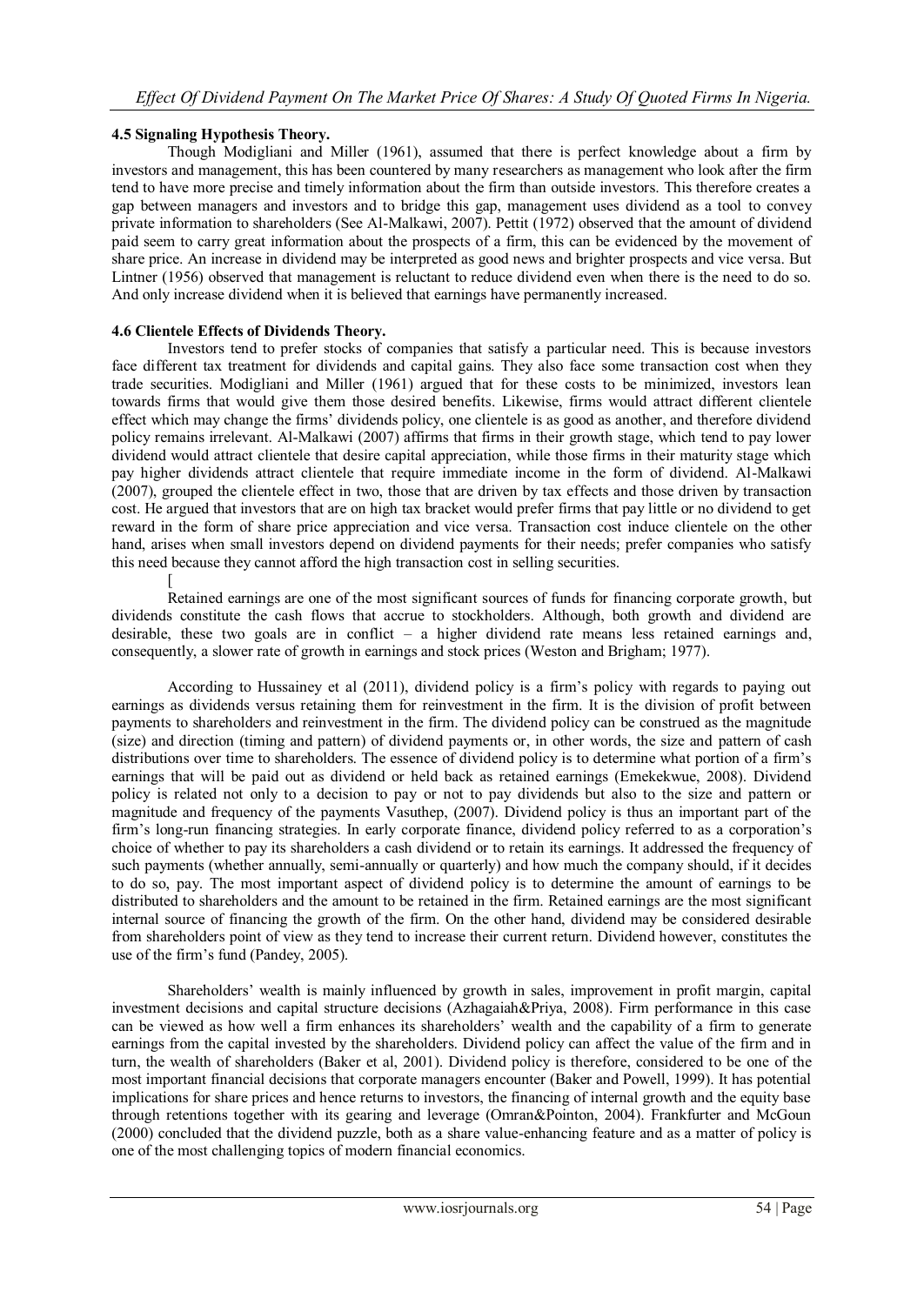**4.5 Signaling Hypothesis Theory.**

Though Modigliani and Miller (1961), assumed that there is perfect knowledge about a firm by investors and management, this has been countered by many researchers as management who look after the firm tend to have more precise and timely information about the firm than outside investors. This therefore creates a gap between managers and investors and to bridge this gap, management uses dividend as a tool to convey private information to shareholders (See Al-Malkawi, 2007). Pettit (1972) observed that the amount of dividend paid seem to carry great information about the prospects of a firm, this can be evidenced by the movement of share price. An increase in dividend may be interpreted as good news and brighter prospects and vice versa. But Lintner (1956) observed that management is reluctant to reduce dividend even when there is the need to do so. And only increase dividend when it is believed that earnings have permanently increased.

**4.6 Clientele Effects of Dividends Theory.**

Investors tend to prefer stocks of companies that satisfy a particular need. This is because investors face different tax treatment for dividends and capital gains. They also face some transaction cost when they trade securities. Modigliani and Miller (1961) argued that for these costs to be minimized, investors lean towards firms that would give them those desired benefits. Likewise, firms would attract different clientele effect which may change the firms' dividends policy, one clientele is as good as another, and therefore dividend policy remains irrelevant. Al-Malkawi (2007) affirms that firms in their growth stage, which tend to pay lower dividend would attract clientele that desire capital appreciation, while those firms in their maturity stage which pay higher dividends attract clientele that require immediate income in the form of dividend. Al-Malkawi (2007), grouped the clientele effect in two, those that are driven by tax effects and those driven by transaction cost. He argued that investors that are on high tax bracket would prefer firms that pay little or no dividend to get reward in the form of share price appreciation and vice versa. Transaction cost induce clientele on the other hand, arises when small investors depend on dividend payments for their needs; prefer companies who satisfy this need because they cannot afford the high transaction cost in selling securities.

[

Retained earnings are one of the most significant sources of funds for financing corporate growth, but dividends constitute the cash flows that accrue to stockholders. Although, both growth and dividend are desirable, these two goals are in conflict – a higher dividend rate means less retained earnings and, consequently, a slower rate of growth in earnings and stock prices (Weston and Brigham; 1977).

According to Hussainey et al (2011), dividend policy is a firm's policy with regards to paying out earnings as dividends versus retaining them for reinvestment in the firm. It is the division of profit between payments to shareholders and reinvestment in the firm. The dividend policy can be construed as the magnitude (size) and direction (timing and pattern) of dividend payments or, in other words, the size and pattern of cash distributions over time to shareholders. The essence of dividend policy is to determine what portion of a firm's earnings that will be paid out as dividend or held back as retained earnings (Emekekwue, 2008). Dividend policy is related not only to a decision to pay or not to pay dividends but also to the size and pattern or magnitude and frequency of the payments Vasuthep, (2007). Dividend policy is thus an important part of the firm's long-run financing strategies. In early corporate finance, dividend policy referred to as a corporation's choice of whether to pay its shareholders a cash dividend or to retain its earnings. It addressed the frequency of such payments (whether annually, semi-annually or quarterly) and how much the company should, if it decides to do so, pay. The most important aspect of dividend policy is to determine the amount of earnings to be distributed to shareholders and the amount to be retained in the firm. Retained earnings are the most significant internal source of financing the growth of the firm. On the other hand, dividend may be considered desirable from shareholders point of view as they tend to increase their current return. Dividend however, constitutes the use of the firm's fund (Pandey, 2005).

Shareholders' wealth is mainly influenced by growth in sales, improvement in profit margin, capital investment decisions and capital structure decisions (Azhagaiah&Priya, 2008). Firm performance in this case can be viewed as how well a firm enhances its shareholders' wealth and the capability of a firm to generate earnings from the capital invested by the shareholders. Dividend policy can affect the value of the firm and in turn, the wealth of shareholders (Baker et al, 2001). Dividend policy is therefore, considered to be one of the most important financial decisions that corporate managers encounter (Baker and Powell, 1999). It has potential implications for share prices and hence returns to investors, the financing of internal growth and the equity base through retentions together with its gearing and leverage (Omran&Pointon, 2004). Frankfurter and McGoun (2000) concluded that the dividend puzzle, both as a share value-enhancing feature and as a matter of policy is one of the most challenging topics of modern financial economics.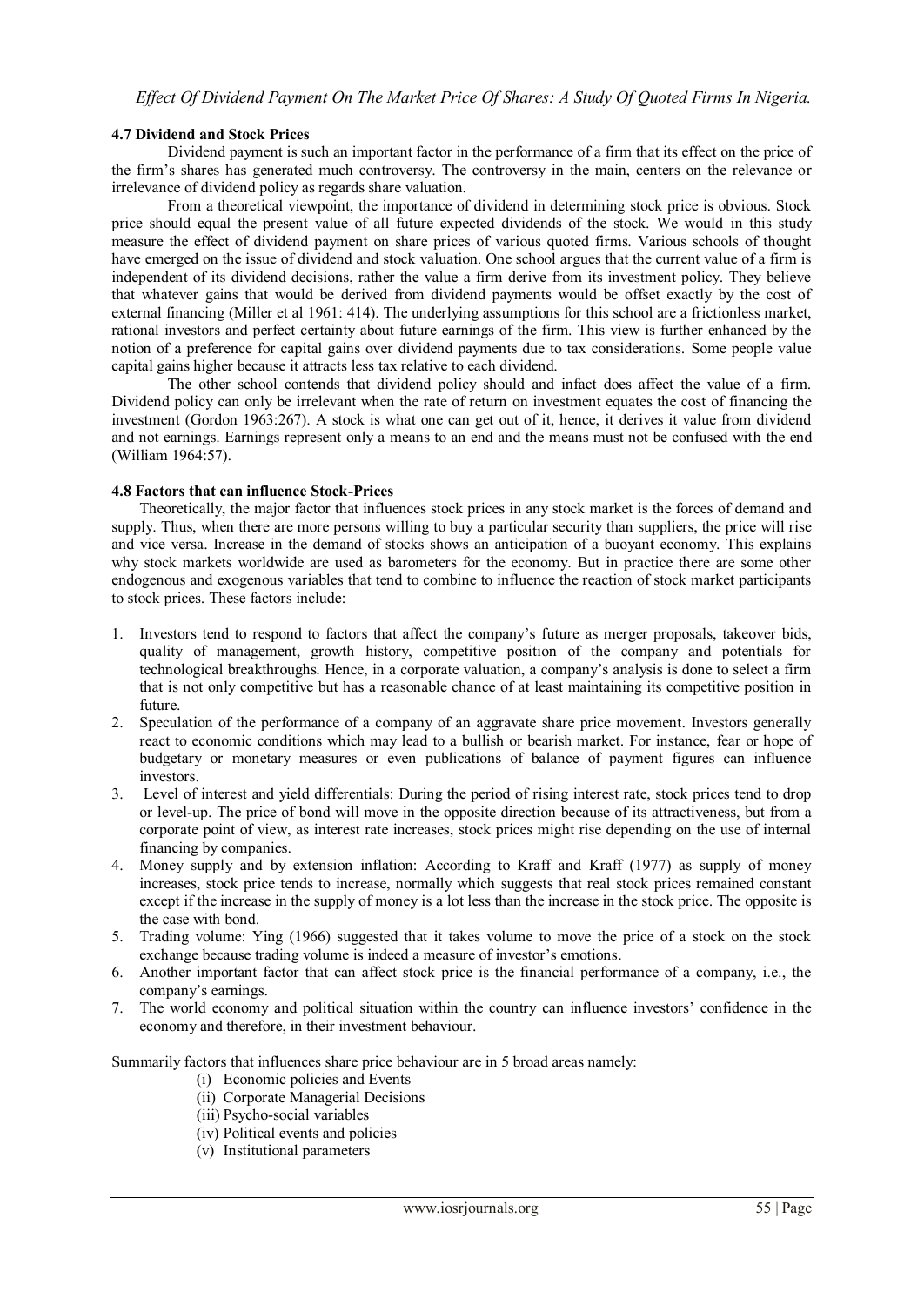#### 4.7 Dividend and Stock Prices

Dividend payment is such an important factor in the performance of a firm that its effect on the price of the firm's shares has generated much controversy. The controversy in the main, centers on the relevance or irrelevance of dividend policy as regards share valuation.

From a theoretical viewpoint, the importance of dividend in determining stock price is obvious. Stock price should equal the present value of all future expected dividends of the stock. We would in this study measure the effect of dividend payment on share prices of various quoted firms. Various schools of thought have emerged on the issue of dividend and stock valuation. One school argues that the current value of a firm is independent of its dividend decisions, rather the value a firm derive from its investment policy. They believe that whatever gains that would be derived from dividend payments would be offset exactly by the cost of external financing (Miller et al 1961: 414). The underlying assumptions for this school are a frictionless market, rational investors and perfect certainty about future earnings of the firm. This view is further enhanced by the notion of a preference for capital gains over dividend payments due to tax considerations. Some people value capital gains higher because it attracts less tax relative to each dividend.

The other school contends that dividend policy should and infact does affect the value of a firm. Dividend policy can only be irrelevant when the rate of return on investment equates the cost of financing the investment (Gordon 1963:267). A stock is what one can get out of it, hence, it derives it value from dividend and not earnings. Earnings represent only a means to an end and the means must not be confused with the end (William 1964:57).

#### 4.8 Factors that can influence Stock-Prices

Theoretically, the major factor that influences stock prices in any stock market is the forces of demand and supply. Thus, when there are more persons willing to buy a particular security than suppliers, the price will rise and vice versa. Increase in the demand of stocks shows an anticipation of a buoyant economy. This explains why stock markets worldwide are used as barometers for the economy. But in practice there are some other endogenous and exogenous variables that tend to combine to influence the reaction of stock market participants to stock prices. These factors include:

1. Investors tend to respond to factors that affect the company's future as merger proposals, takeover bids, quality of management, growth history, competitive position of the company and potentials for technological breakthroughs. Hence, in a corporate valuation, a company's analysis is done to select a firm that is not only competitive but has a reasonable chance of at least maintaining its competitive position in future.
2. Speculation of the performance of a company of an aggravate share price movement. Investors generally react to economic conditions which may lead to a bullish or bearish market. For instance, fear or hope of budgetary or monetary measures or even publications of balance of payment figures can influence investors.
3. Level of interest and yield differentials: During the period of rising interest rate, stock prices tend to drop or level-up. The price of bond will move in the opposite direction because of its attractiveness, but from a corporate point of view, as interest rate increases, stock prices might rise depending on the use of internal financing by companies.
4. Money supply and by extension inflation: According to Kraff and Kraff (1977) as supply of money increases, stock price tends to increase, normally which suggests that real stock prices remained constant except if the increase in the supply of money is a lot less than the increase in the stock price. The opposite is the case with bond.
5. Trading volume: Ying (1966) suggested that it takes volume to move the price of a stock on the stock exchange because trading volume is indeed a measure of investor's emotions.
6. Another important factor that can affect stock price is the financial performance of a company, i.e., the company's earnings.
7. The world economy and political situation within the country can influence investors' confidence in the economy and therefore, in their investment behaviour.

Summarily factors that influences share price behaviour are in 5 broad areas namely:

- (i) Economic policies and Events
- (ii) Corporate Managerial Decisions
- (iii) Psycho-social variables
- (iv) Political events and policies
- (v) Institutional parameters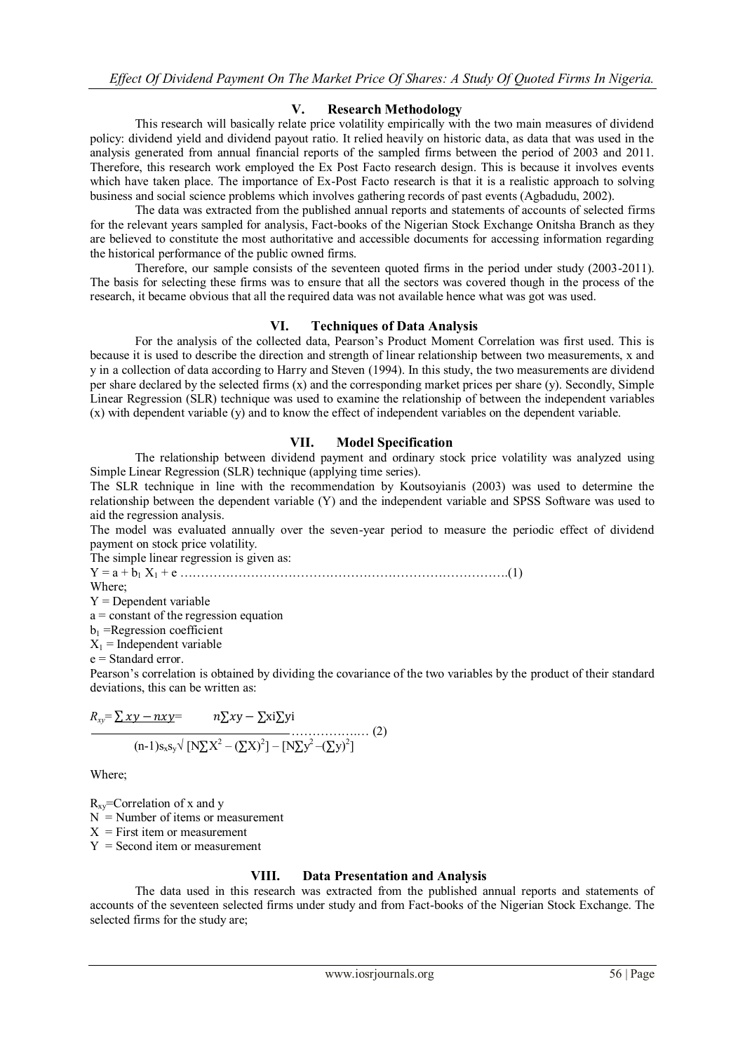## V. Research Methodology

This research will basically relate price volatility empirically with the two main measures of dividend policy: dividend yield and dividend payout ratio. It relied heavily on historic data, as data that was used in the analysis generated from annual financial reports of the sampled firms between the period of 2003 and 2011. Therefore, this research work employed the Ex Post Facto research design. This is because it involves events which have taken place. The importance of Ex-Post Facto research is that it is a realistic approach to solving business and social science problems which involves gathering records of past events (Agbadudu, 2002).

The data was extracted from the published annual reports and statements of accounts of selected firms for the relevant years sampled for analysis, Fact-books of the Nigerian Stock Exchange Onitsha Branch as they are believed to constitute the most authoritative and accessible documents for accessing information regarding the historical performance of the public owned firms.

Therefore, our sample consists of the seventeen quoted firms in the period under study (2003-2011). The basis for selecting these firms was to ensure that all the sectors was covered though in the process of the research, it became obvious that all the required data was not available hence what was got was used.

## VI. Techniques of Data Analysis

For the analysis of the collected data, Pearson's Product Moment Correlation was first used. This is because it is used to describe the direction and strength of linear relationship between two measurements, x and y in a collection of data according to Harry and Steven (1994). In this study, the two measurements are dividend per share declared by the selected firms (x) and the corresponding market prices per share (y). Secondly, Simple Linear Regression (SLR) technique was used to examine the relationship of between the independent variables (x) with dependent variable (y) and to know the effect of independent variables on the dependent variable.

## VII. Model Specification

The relationship between dividend payment and ordinary stock price volatility was analyzed using Simple Linear Regression (SLR) technique (applying time series).

The SLR technique in line with the recommendation by Koutsoyianis (2003) was used to determine the relationship between the dependent variable (Y) and the independent variable and SPSS Software was used to aid the regression analysis.

The model was evaluated annually over the seven-year period to measure the periodic effect of dividend payment on stock price volatility.

The simple linear regression is given as:

$$Y = a + b_1 X_1 + e \quad \text{.......(1)}$$

Where;

Y = Dependent variable

a = constant of the regression equation

$b_1$ =Regression coefficient

$X_1$ = Independent variable

e = Standard error.

Pearson's correlation is obtained by dividing the covariance of the two variables by the product of their standard deviations, this can be written as:

$$R_{xy} = \frac{\sum xy - nxy}{(n-1)s_x s_y} = \frac{n\sum xy - \sum x_i \sum y_i}{\sqrt{[N\sum X^2 - (\sum X)^2] - [N\sum y^2 - (\sum y)^2]}} \quad \text{.......(2)}$$

Where;

$R_{xy}$=Correlation of x and y

N = Number of items or measurement

X = First item or measurement

Y = Second item or measurement

## VIII. Data Presentation and Analysis

The data used in this research was extracted from the published annual reports and statements of accounts of the seventeen selected firms under study and from Fact-books of the Nigerian Stock Exchange. The selected firms for the study are;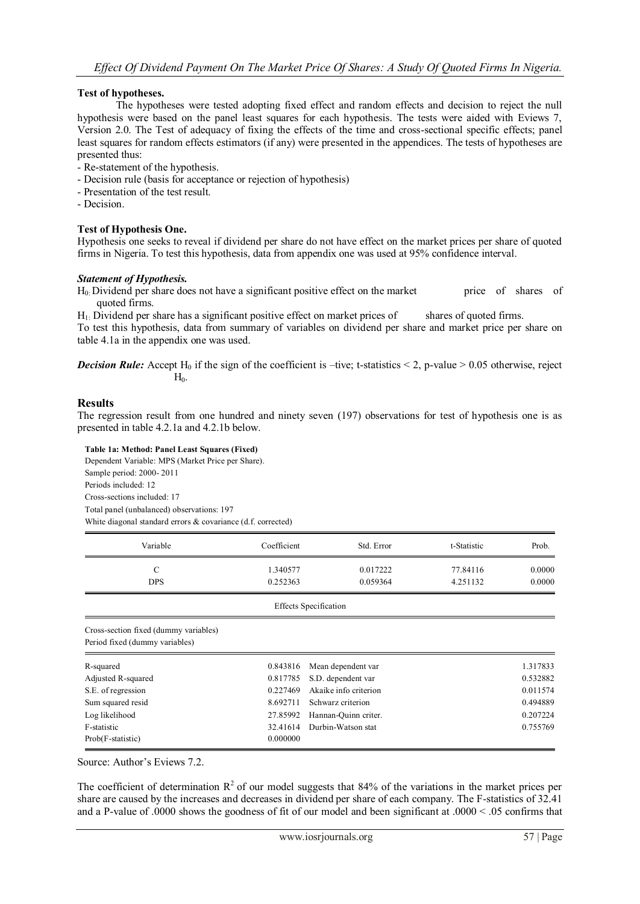**Test of hypotheses.**

The hypotheses were tested adopting fixed effect and random effects and decision to reject the null hypothesis were based on the panel least squares for each hypothesis. The tests were aided with Eviews 7, Version 2.0. The Test of adequacy of fixing the effects of the time and cross-sectional specific effects; panel least squares for random effects estimators (if any) were presented in the appendices. The tests of hypotheses are presented thus:

- Re-statement of the hypothesis.
- Decision rule (basis for acceptance or rejection of hypothesis)
- Presentation of the test result.
- Decision.

**Test of Hypothesis One.**

Hypothesis one seeks to reveal if dividend per share do not have effect on the market prices per share of quoted firms in Nigeria. To test this hypothesis, data from appendix one was used at 95% confidence interval.

***Statement of Hypothesis.***

$H_0$: Dividend per share does not have a significant positive effect on the market price of shares of quoted firms.

$H_1$: Dividend per share has a significant positive effect on market prices of shares of quoted firms.

To test this hypothesis, data from summary of variables on dividend per share and market price per share on table 4.1a in the appendix one was used.

***Decision Rule:*** Accept $H_0$ if the sign of the coefficient is –tive; t-statistics < 2, p-value > 0.05 otherwise, reject $H_0$.

## Results

The regression result from one hundred and ninety seven (197) observations for test of hypothesis one is as presented in table 4.2.1a and 4.2.1b below.

**Table 1a: Method: Panel Least Squares (Fixed)**

Dependent Variable: MPS (Market Price per Share).
Sample period: 2000- 2011
Periods included: 12
Cross-sections included: 17
Total panel (unbalanced) observations: 197
White diagonal standard errors & covariance (d.f. corrected)

| Variable | Coefficient | Std. Error | t-Statistic | Prob. |
|---|---|---|---|---|
| C | 1.340577 | 0.017222 | 77.84116 | 0.0000 |
| DPS | 0.252363 | 0.059364 | 4.251132 | 0.0000 |

Effects Specification

Cross-section fixed (dummy variables)
Period fixed (dummy variables)

| | | | |
|---|---|---|---|
| R-squared | 0.843816 | Mean dependent var | 1.317833 |
| Adjusted R-squared | 0.817785 | S.D. dependent var | 0.532882 |
| S.E. of regression | 0.227469 | Akaike info criterion | 0.011574 |
| Sum squared resid | 8.692711 | Schwarz criterion | 0.494889 |
| Log likelihood | 27.85992 | Hannan-Quinn criter. | 0.207224 |
| F-statistic | 32.41614 | Durbin-Watson stat | 0.755769 |
| Prob(F-statistic) | 0.000000 | | |

Source: Author's Eviews 7.2.

The coefficient of determination $R^2$ of our model suggests that 84% of the variations in the market prices per share are caused by the increases and decreases in dividend per share of each company. The F-statistics of 32.41 and a P-value of .0000 shows the goodness of fit of our model and been significant at .0000 < .05 confirms that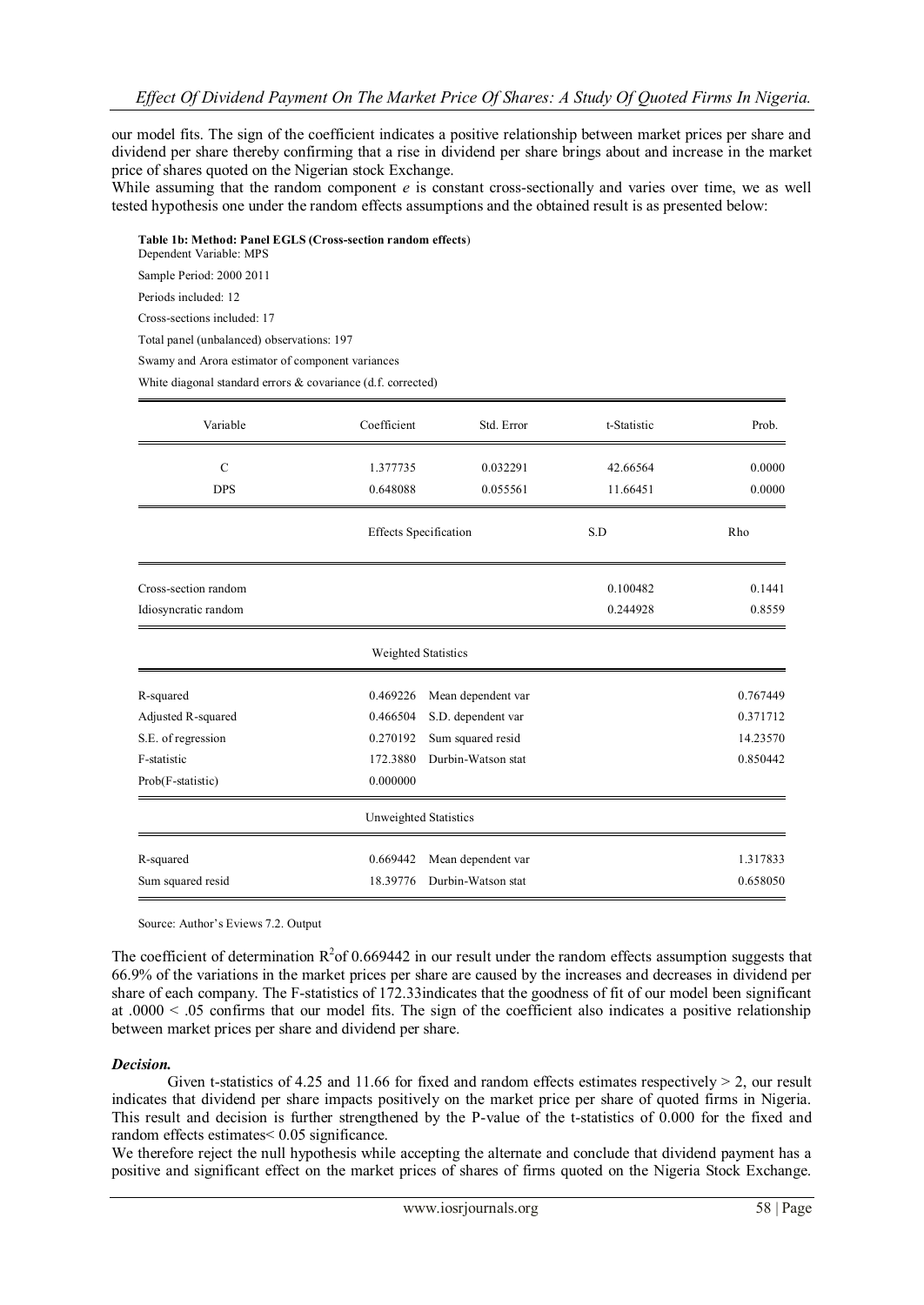our model fits. The sign of the coefficient indicates a positive relationship between market prices per share and dividend per share thereby confirming that a rise in dividend per share brings about and increase in the market price of shares quoted on the Nigerian stock Exchange.

While assuming that the random component *e* is constant cross-sectionally and varies over time, we as well tested hypothesis one under the random effects assumptions and the obtained result is as presented below:

**Table 1b: Method: Panel EGLS (Cross-section random effects)**

Dependent Variable: MPS

Sample Period: 2000 2011

Periods included: 12

Cross-sections included: 17

Total panel (unbalanced) observations: 197

Swamy and Arora estimator of component variances

White diagonal standard errors & covariance (d.f. corrected)

| Variable | Coefficient | Std. Error | t-Statistic | Prob. |
|---|---|---|---|---|
| C | 1.377735 | 0.032291 | 42.66564 | 0.0000 |
| DPS | 0.648088 | 0.055561 | 11.66451 | 0.0000 |
| | Effects Specification | | S.D | Rho |
| Cross-section random | | | 0.100482 | 0.1441 |
| Idiosyncratic random | | | 0.244928 | 0.8559 |
| | Weighted Statistics | | | |
| R-squared | 0.469226 | Mean dependent var | | 0.767449 |
| Adjusted R-squared | 0.466504 | S.D. dependent var | | 0.371712 |
| S.E. of regression | 0.270192 | Sum squared resid | | 14.23570 |
| F-statistic | 172.3880 | Durbin-Watson stat | | 0.850442 |
| Prob(F-statistic) | 0.000000 | | | |
| | Unweighted Statistics | | | |
| R-squared | 0.669442 | Mean dependent var | | 1.317833 |
| Sum squared resid | 18.39776 | Durbin-Watson stat | | 0.658050 |

Source: Author's Eviews 7.2. Output

The coefficient of determination $R^2$of 0.669442 in our result under the random effects assumption suggests that 66.9% of the variations in the market prices per share are caused by the increases and decreases in dividend per share of each company. The F-statistics of 172.33indicates that the goodness of fit of our model been significant at $.0000 < .05$ confirms that our model fits. The sign of the coefficient also indicates a positive relationship between market prices per share and dividend per share.

***Decision.***

Given t-statistics of 4.25 and 11.66 for fixed and random effects estimates respectively $> 2$, our result indicates that dividend per share impacts positively on the market price per share of quoted firms in Nigeria. This result and decision is further strengthened by the P-value of the t-statistics of 0.000 for the fixed and random effects estimates$< 0.05$ significance.

We therefore reject the null hypothesis while accepting the alternate and conclude that dividend payment has a positive and significant effect on the market prices of shares of firms quoted on the Nigeria Stock Exchange.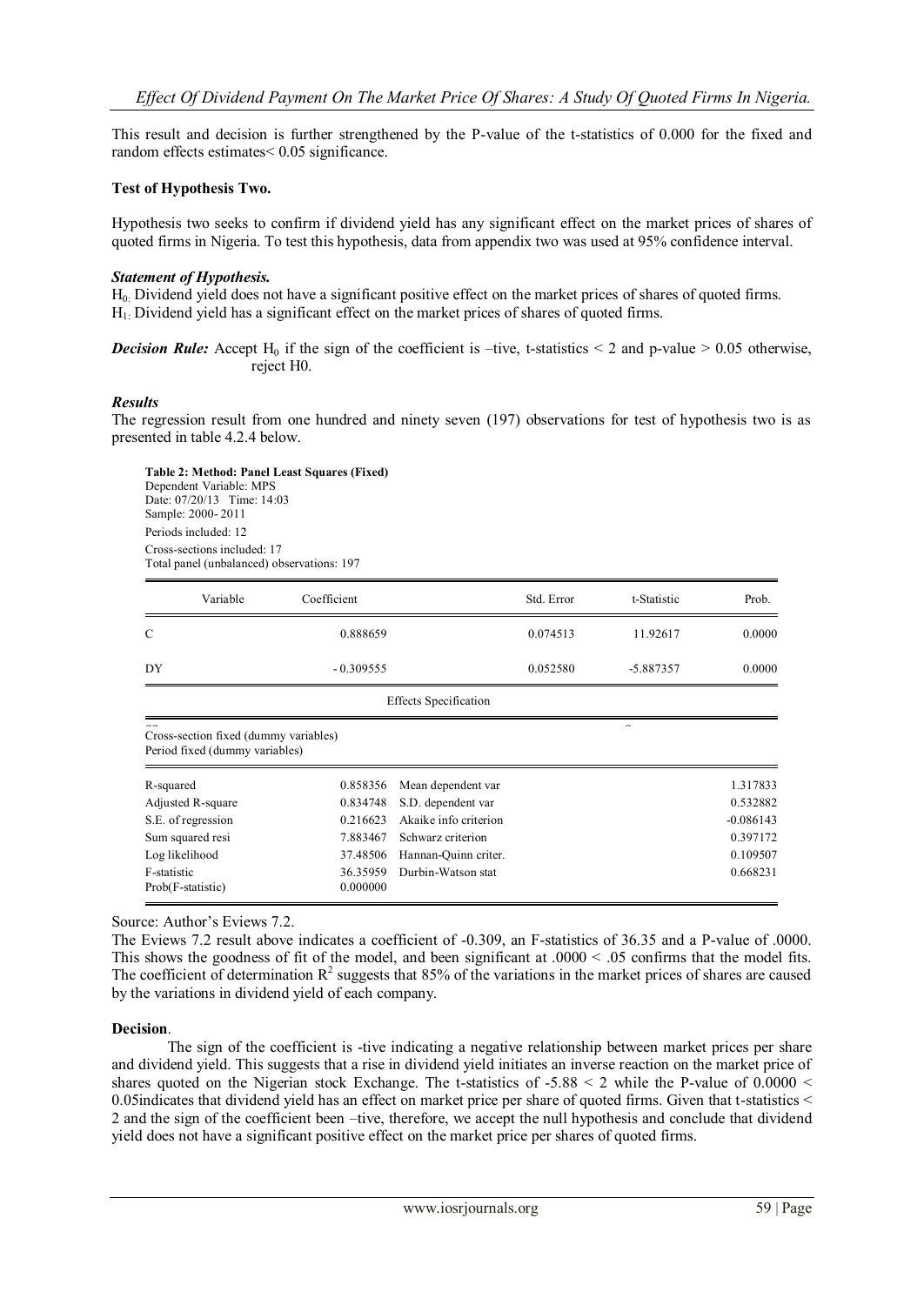This result and decision is further strengthened by the P-value of the t-statistics of 0.000 for the fixed and random effects estimates< 0.05 significance.

**Test of Hypothesis Two.**

Hypothesis two seeks to confirm if dividend yield has any significant effect on the market prices of shares of quoted firms in Nigeria. To test this hypothesis, data from appendix two was used at 95% confidence interval.

***Statement of Hypothesis.***

$H_0$: Dividend yield does not have a significant positive effect on the market prices of shares of quoted firms.
$H_1$: Dividend yield has a significant effect on the market prices of shares of quoted firms.

***Decision Rule:*** Accept $H_0$ if the sign of the coefficient is –tive, t-statistics < 2 and p-value > 0.05 otherwise, reject H0.

***Results***

The regression result from one hundred and ninety seven (197) observations for test of hypothesis two is as presented in table 4.2.4 below.

**Table 2: Method: Panel Least Squares (Fixed)**
Dependent Variable: MPS
Date: 07/20/13 Time: 14:03
Sample: 2000- 2011
Periods included: 12
Cross-sections included: 17
Total panel (unbalanced) observations: 197

| Variable | Coefficient | Std. Error | t-Statistic | Prob. |
|---|---|---|---|---|
| C | 0.888659 | 0.074513 | 11.92617 | 0.0000 |
| DY | - 0.309555 | 0.052580 | -5.887357 | 0.0000 |

Effects Specification

Cross-section fixed (dummy variables)
Period fixed (dummy variables)

| | | | |
|---|---|---|---|
| R-squared | 0.858356 | Mean dependent var | 1.317833 |
| Adjusted R-square | 0.834748 | S.D. dependent var | 0.532882 |
| S.E. of regression | 0.216623 | Akaike info criterion | -0.086143 |
| Sum squared resi | 7.883467 | Schwarz criterion | 0.397172 |
| Log likelihood | 37.48506 | Hannan-Quinn criter. | 0.109507 |
| F-statistic | 36.35959 | Durbin-Watson stat | 0.668231 |
| Prob(F-statistic) | 0.000000 | | |

Source: Author's Eviews 7.2.

The Eviews 7.2 result above indicates a coefficient of -0.309, an F-statistics of 36.35 and a P-value of .0000. This shows the goodness of fit of the model, and been significant at .0000 < .05 confirms that the model fits. The coefficient of determination $R^2$ suggests that 85% of the variations in the market prices of shares are caused by the variations in dividend yield of each company.

**Decision**.

The sign of the coefficient is -tive indicating a negative relationship between market prices per share and dividend yield. This suggests that a rise in dividend yield initiates an inverse reaction on the market price of shares quoted on the Nigerian stock Exchange. The t-statistics of -5.88 < 2 while the P-value of 0.0000 < 0.05indicates that dividend yield has an effect on market price per share of quoted firms. Given that t-statistics < 2 and the sign of the coefficient been –tive, therefore, we accept the null hypothesis and conclude that dividend yield does not have a significant positive effect on the market price per shares of quoted firms.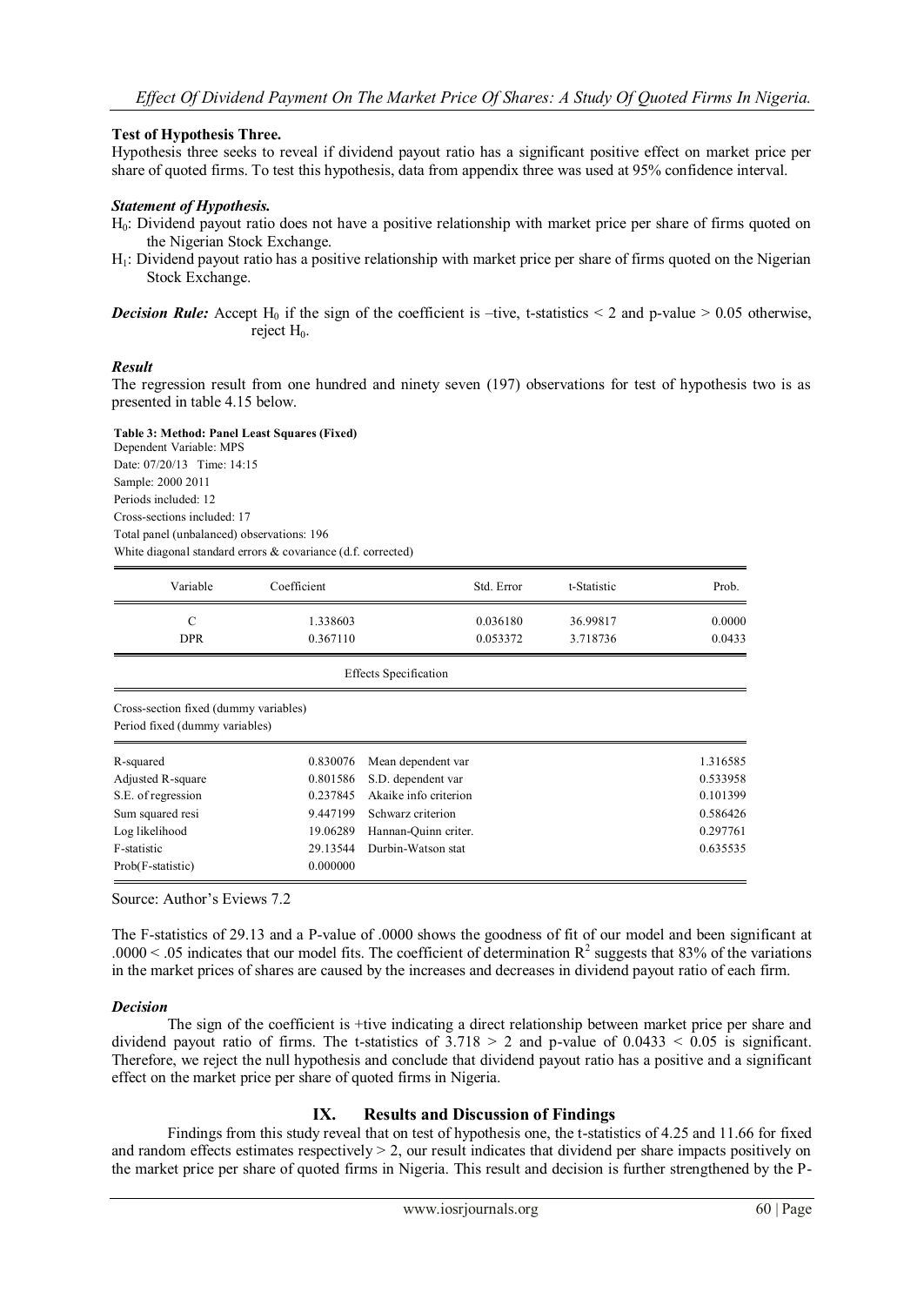**Test of Hypothesis Three.**

Hypothesis three seeks to reveal if dividend payout ratio has a significant positive effect on market price per share of quoted firms. To test this hypothesis, data from appendix three was used at 95% confidence interval.

***Statement of Hypothesis.***

$H_0$: Dividend payout ratio does not have a positive relationship with market price per share of firms quoted on the Nigerian Stock Exchange.

$H_1$: Dividend payout ratio has a positive relationship with market price per share of firms quoted on the Nigerian Stock Exchange.

***Decision Rule:*** Accept $H_0$ if the sign of the coefficient is –tive, t-statistics < 2 and p-value > 0.05 otherwise, reject $H_0$.

***Result***

The regression result from one hundred and ninety seven (197) observations for test of hypothesis two is as presented in table 4.15 below.

**Table 3: Method: Panel Least Squares (Fixed)**

Dependent Variable: MPS
Date: 07/20/13 Time: 14:15
Sample: 2000 2011
Periods included: 12
Cross-sections included: 17
Total panel (unbalanced) observations: 196
White diagonal standard errors & covariance (d.f. corrected)

| Variable | Coefficient | Std. Error | t-Statistic | Prob. |
|---|---|---|---|---|
| C | 1.338603 | 0.036180 | 36.99817 | 0.0000 |
| DPR | 0.367110 | 0.053372 | 3.718736 | 0.0433 |

Effects Specification

Cross-section fixed (dummy variables)
Period fixed (dummy variables)

| | | | |
|---|---|---|---|
| R-squared | 0.830076 | Mean dependent var | 1.316585 |
| Adjusted R-square | 0.801586 | S.D. dependent var | 0.533958 |
| S.E. of regression | 0.237845 | Akaike info criterion | 0.101399 |
| Sum squared resi | 9.447199 | Schwarz criterion | 0.586426 |
| Log likelihood | 19.06289 | Hannan-Quinn criter. | 0.297761 |
| F-statistic | 29.13544 | Durbin-Watson stat | 0.635535 |
| Prob(F-statistic) | 0.000000 | | |

Source: Author's Eviews 7.2

The F-statistics of 29.13 and a P-value of .0000 shows the goodness of fit of our model and been significant at .0000 < .05 indicates that our model fits. The coefficient of determination $R^2$ suggests that 83% of the variations in the market prices of shares are caused by the increases and decreases in dividend payout ratio of each firm.

***Decision***

The sign of the coefficient is +tive indicating a direct relationship between market price per share and dividend payout ratio of firms. The t-statistics of 3.718 > 2 and p-value of 0.0433 < 0.05 is significant. Therefore, we reject the null hypothesis and conclude that dividend payout ratio has a positive and a significant effect on the market price per share of quoted firms in Nigeria.

## IX. Results and Discussion of Findings

Findings from this study reveal that on test of hypothesis one, the t-statistics of 4.25 and 11.66 for fixed and random effects estimates respectively > 2, our result indicates that dividend per share impacts positively on the market price per share of quoted firms in Nigeria. This result and decision is further strengthened by the P-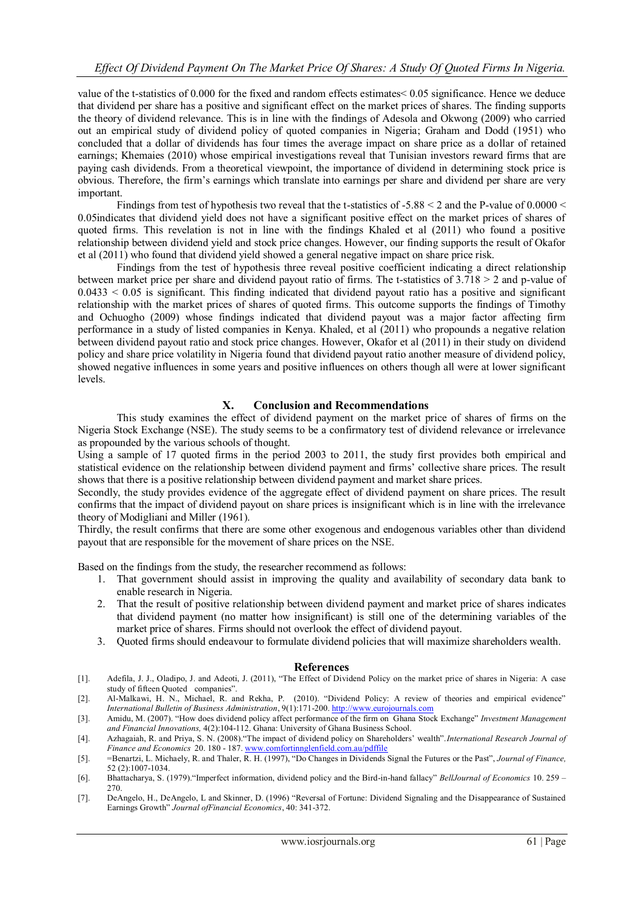value of the t-statistics of 0.000 for the fixed and random effects estimates< 0.05 significance. Hence we deduce that dividend per share has a positive and significant effect on the market prices of shares. The finding supports the theory of dividend relevance. This is in line with the findings of Adesola and Okwong (2009) who carried out an empirical study of dividend policy of quoted companies in Nigeria; Graham and Dodd (1951) who concluded that a dollar of dividends has four times the average impact on share price as a dollar of retained earnings; Khemaies (2010) whose empirical investigations reveal that Tunisian investors reward firms that are paying cash dividends. From a theoretical viewpoint, the importance of dividend in determining stock price is obvious. Therefore, the firm's earnings which translate into earnings per share and dividend per share are very important.

Findings from test of hypothesis two reveal that the t-statistics of $-5.88 < 2$ and the P-value of $0.0000 < 0.05$indicates that dividend yield does not have a significant positive effect on the market prices of shares of quoted firms. This revelation is not in line with the findings Khaled et al (2011) who found a positive relationship between dividend yield and stock price changes. However, our finding supports the result of Okafor et al (2011) who found that dividend yield showed a general negative impact on share price risk.

Findings from the test of hypothesis three reveal positive coefficient indicating a direct relationship between market price per share and dividend payout ratio of firms. The t-statistics of $3.718 > 2$ and p-value of $0.0433 < 0.05$ is significant. This finding indicated that dividend payout ratio has a positive and significant relationship with the market prices of shares of quoted firms. This outcome supports the findings of Timothy and Ochuogho (2009) whose findings indicated that dividend payout was a major factor affecting firm performance in a study of listed companies in Kenya. Khaled, et al (2011) who propounds a negative relation between dividend payout ratio and stock price changes. However, Okafor et al (2011) in their study on dividend policy and share price volatility in Nigeria found that dividend payout ratio another measure of dividend policy, showed negative influences in some years and positive influences on others though all were at lower significant levels.

## X. Conclusion and Recommendations

This study examines the effect of dividend payment on the market price of shares of firms on the Nigeria Stock Exchange (NSE). The study seems to be a confirmatory test of dividend relevance or irrelevance as propounded by the various schools of thought.

Using a sample of 17 quoted firms in the period 2003 to 2011, the study first provides both empirical and statistical evidence on the relationship between dividend payment and firms' collective share prices. The result shows that there is a positive relationship between dividend payment and market share prices.

Secondly, the study provides evidence of the aggregate effect of dividend payment on share prices. The result confirms that the impact of dividend payout on share prices is insignificant which is in line with the irrelevance theory of Modigliani and Miller (1961).

Thirdly, the result confirms that there are some other exogenous and endogenous variables other than dividend payout that are responsible for the movement of share prices on the NSE.

Based on the findings from the study, the researcher recommend as follows:

1. That government should assist in improving the quality and availability of secondary data bank to enable research in Nigeria.
2. That the result of positive relationship between dividend payment and market price of shares indicates that dividend payment (no matter how insignificant) is still one of the determining variables of the market price of shares. Firms should not overlook the effect of dividend payout.
3. Quoted firms should endeavour to formulate dividend policies that will maximize shareholders wealth.

## References

[1]. Adefila, J. J., Oladipo, J. and Adeoti, J. (2011), "The Effect of Dividend Policy on the market price of shares in Nigeria: A case study of fifteen Quoted companies".

[2]. Al-Malkawi, H. N., Michael, R. and Rekha, P. (2010). "Dividend Policy: A review of theories and empirical evidence" *International Bulletin of Business Administration*, 9(1):171-200. http://www.eurojournals.com

[3]. Amidu, M. (2007). "How does dividend policy affect performance of the firm on Ghana Stock Exchange" *Investment Management and Financial Innovations,* 4(2):104-112. Ghana: University of Ghana Business School.

[4]. Azhagaiah, R. and Priya, S. N. (2008)."The impact of dividend policy on Shareholders' wealth".*International Research Journal of Finance and Economics* 20. 180 - 187. www.comfortinnglenfield.com.au/pdffile

[5]. =Benartzi, L. Michaely, R. and Thaler, R. H. (1997), "Do Changes in Dividends Signal the Futures or the Past", *Journal of Finance,* 52 (2):1007-1034.

[6]. Bhattacharya, S. (1979)."Imperfect information, dividend policy and the Bird-in-hand fallacy" *BellJournal of Economics* 10. 259 – 270.

[7]. DeAngelo, H., DeAngelo, L and Skinner, D. (1996) "Reversal of Fortune: Dividend Signaling and the Disappearance of Sustained Earnings Growth" *Journal ofFinancial Economics*, 40: 341-372.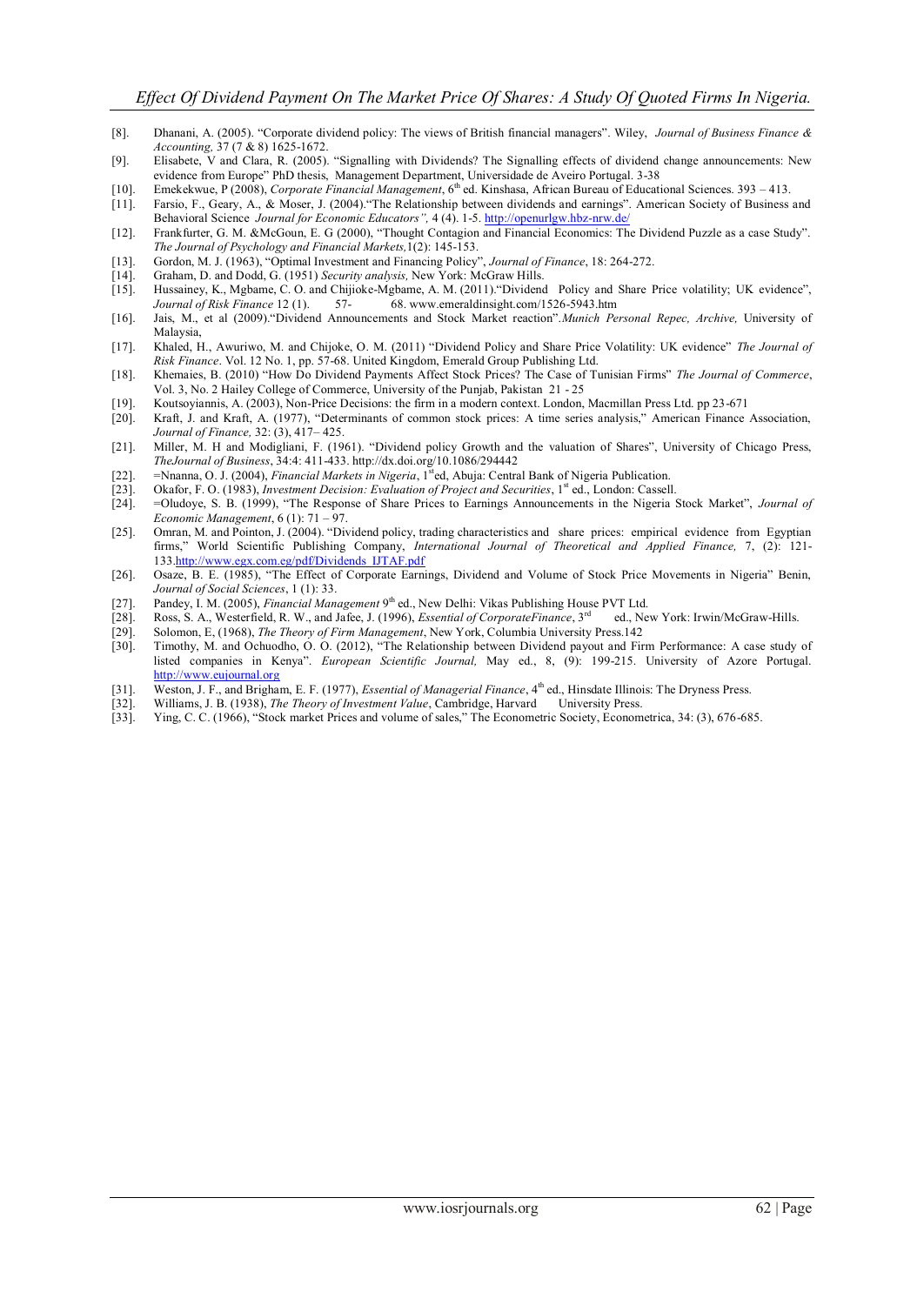[8]. Dhanani, A. (2005). "Corporate dividend policy: The views of British financial managers". Wiley, *Journal of Business Finance & Accounting,* 37 (7 & 8) 1625-1672.

[9]. Elisabete, V and Clara, R. (2005). "Signalling with Dividends? The Signalling effects of dividend change announcements: New evidence from Europe" PhD thesis, Management Department, Universidade de Aveiro Portugal. 3-38

[10]. Emekekwue, P (2008), *Corporate Financial Management*, 6th ed. Kinshasa, African Bureau of Educational Sciences. 393 – 413.

[11]. Farsio, F., Geary, A., & Moser, J. (2004)."The Relationship between dividends and earnings". American Society of Business and Behavioral Science *Journal for Economic Educators",* 4 (4). 1-5. http://openurlgw.hbz-nrw.de/

[12]. Frankfurter, G. M. &McGoun, E. G (2000), "Thought Contagion and Financial Economics: The Dividend Puzzle as a case Study". *The Journal of Psychology and Financial Markets,*1(2): 145-153.

[13]. Gordon, M. J. (1963), "Optimal Investment and Financing Policy", *Journal of Finance*, 18: 264-272.

[14]. Graham, D. and Dodd, G. (1951) *Security analysis,* New York: McGraw Hills.

[15]. Hussainey, K., Mgbame, C. O. and Chijioke-Mgbame, A. M. (2011)."Dividend Policy and Share Price volatility; UK evidence", *Journal of Risk Finance* 12 (1). 57- 68. www.emeraldinsight.com/1526-5943.htm

[16]. Jais, M., et al (2009)."Dividend Announcements and Stock Market reaction".*Munich Personal Repec, Archive,* University of Malaysia,

[17]. Khaled, H., Awuriwo, M. and Chijoke, O. M. (2011) "Dividend Policy and Share Price Volatility: UK evidence" *The Journal of Risk Finance*. Vol. 12 No. 1, pp. 57-68. United Kingdom, Emerald Group Publishing Ltd.

[18]. Khemaies, B. (2010) "How Do Dividend Payments Affect Stock Prices? The Case of Tunisian Firms" *The Journal of Commerce*, Vol. 3, No. 2 Hailey College of Commerce, University of the Punjab, Pakistan 21 - 25

[19]. Koutsoyiannis, A. (2003), Non-Price Decisions: the firm in a modern context. London, Macmillan Press Ltd. pp 23-671

[20]. Kraft, J. and Kraft, A. (1977), "Determinants of common stock prices: A time series analysis," American Finance Association, *Journal of Finance,* 32: (3), 417– 425.

[21]. Miller, M. H and Modigliani, F. (1961). "Dividend policy Growth and the valuation of Shares", University of Chicago Press, *TheJournal of Business*, 34:4: 411-433. http://dx.doi.org/10.1086/294442

[22]. =Nnanna, O. J. (2004), *Financial Markets in Nigeria*, 1st ed, Abuja: Central Bank of Nigeria Publication.

[23]. Okafor, F. O. (1983), *Investment Decision: Evaluation of Project and Securities*, 1st ed., London: Cassell.

[24]. =Oludoye, S. B. (1999), "The Response of Share Prices to Earnings Announcements in the Nigeria Stock Market", *Journal of Economic Management*, 6 (1): 71 – 97.

[25]. Omran, M. and Pointon, J. (2004). "Dividend policy, trading characteristics and share prices: empirical evidence from Egyptian firms," World Scientific Publishing Company, *International Journal of Theoretical and Applied Finance,* 7, (2): 121-133.http://www.egx.com.eg/pdf/Dividends_IJTAF.pdf

[26]. Osaze, B. E. (1985), "The Effect of Corporate Earnings, Dividend and Volume of Stock Price Movements in Nigeria" Benin, *Journal of Social Sciences*, 1 (1): 33.

[27]. Pandey, I. M. (2005), *Financial Management* 9th ed., New Delhi: Vikas Publishing House PVT Ltd.

[28]. Ross, S. A., Westerfield, R. W., and Jafee, J. (1996), *Essential of CorporateFinance*, 3rd ed., New York: Irwin/McGraw-Hills.

[29]. Solomon, E, (1968), *The Theory of Firm Management*, New York, Columbia University Press.142

[30]. Timothy, M. and Ochuodho, O. O. (2012), "The Relationship between Dividend payout and Firm Performance: A case study of listed companies in Kenya". *European Scientific Journal,* May ed., 8, (9): 199-215. University of Azore Portugal. http://www.eujournal.org

[31]. Weston, J. F., and Brigham, E. F. (1977), *Essential of Managerial Finance*, 4th ed., Hinsdate Illinois: The Dryness Press.

[32]. Williams, J. B. (1938), *The Theory of Investment Value*, Cambridge, Harvard University Press.

[33]. Ying, C. C. (1966), "Stock market Prices and volume of sales," The Econometric Society, Econometrica, 34: (3), 676-685.